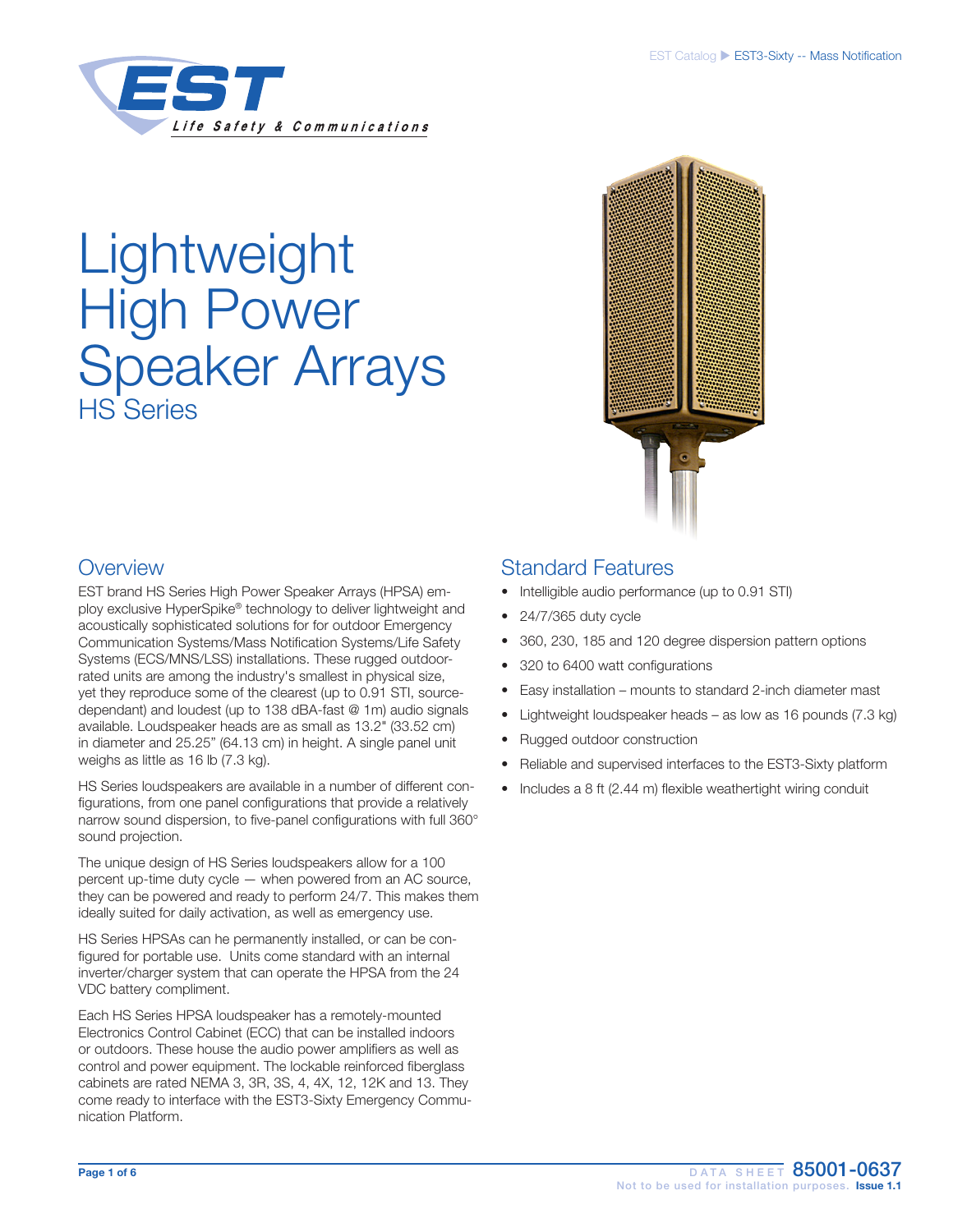# Lightweight High Power Speaker Arrays

## HS Series

## Overview

EST brand HS Series High Power Speaker Arrays (HPSA) employ exclusive HyperSpike® technology to deliver lightweight and acoustically sophisticated solutions for for outdoor Emergency Communication Systems/Mass Notification Systems/Life Safety Systems (ECS/MNS/LSS) installations. These rugged outdoor-rated units are among the industry's smallest in physical size, yet they reproduce some of the clearest (up to 0.91 STI, source-dependant) and loudest (up to 138 dBA-fast @ 1m) audio signals available. Loudspeaker heads are as small as 13.2" (33.52 cm) in diameter and 25.25" (64.13 cm) in height. A single panel unit weighs as little as 16 lb (7.3 kg).

HS Series loudspeakers are available in a number of different configurations, from one panel configurations that provide a relatively narrow sound dispersion, to five-panel configurations with full 360° sound projection.

The unique design of HS Series loudspeakers allow for a 100 percent up-time duty cycle — when powered from an AC source, they can be powered and ready to perform 24/7. This makes them ideally suited for daily activation, as well as emergency use.

HS Series HPSAs can he permanently installed, or can be configured for portable use. Units come standard with an internal inverter/charger system that can operate the HPSA from the 24 VDC battery compliment.

Each HS Series HPSA loudspeaker has a remotely-mounted Electronics Control Cabinet (ECC) that can be installed indoors or outdoors. These house the audio power amplifiers as well as control and power equipment. The lockable reinforced fiberglass cabinets are rated NEMA 3, 3R, 3S, 4, 4X, 12, 12K and 13. They come ready to interface with the EST3-Sixty Emergency Communication Platform.

## Standard Features

- Intelligible audio performance (up to 0.91 STI)
- 24/7/365 duty cycle
- 360, 230, 185 and 120 degree dispersion pattern options
- 320 to 6400 watt configurations
- Easy installation – mounts to standard 2-inch diameter mast
- Lightweight loudspeaker heads – as low as 16 pounds (7.3 kg)
- Rugged outdoor construction
- Reliable and supervised interfaces to the EST3-Sixty platform
- Includes a 8 ft (2.44 m) flexible weathertight wiring conduit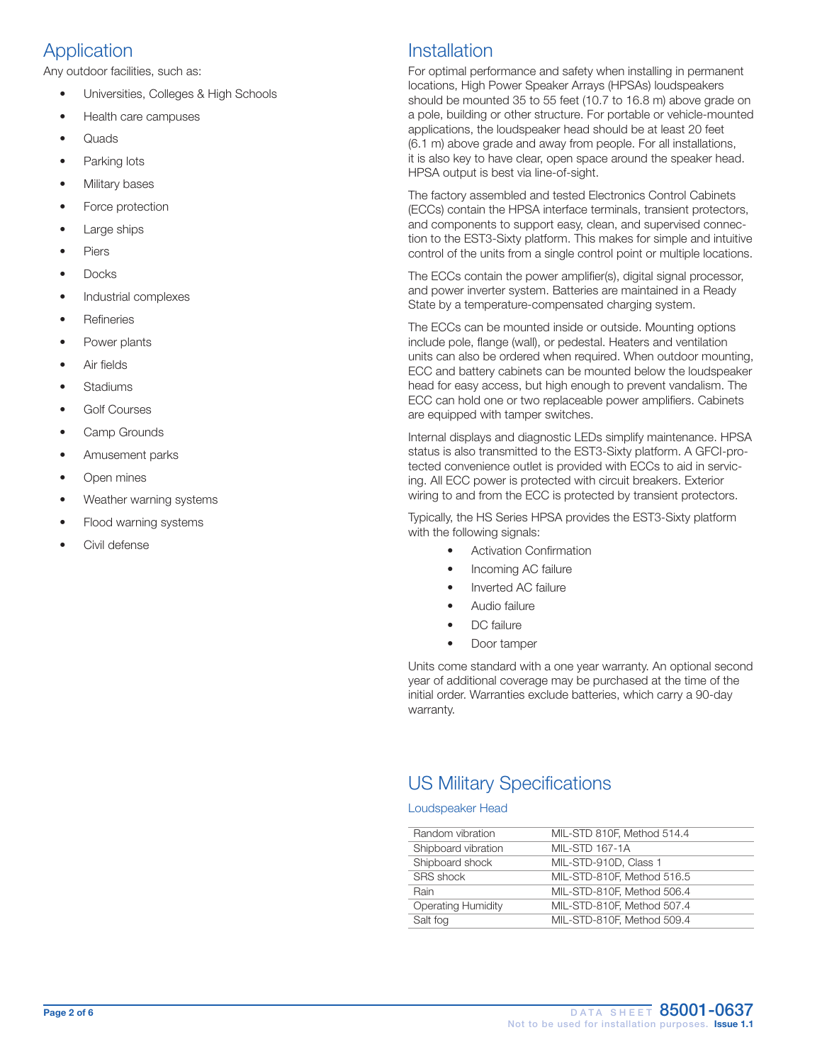## Application

Any outdoor facilities, such as:

- Universities, Colleges & High Schools
- Health care campuses
- Quads
- Parking lots
- Military bases
- Force protection
- Large ships
- Piers
- Docks
- Industrial complexes
- Refineries
- Power plants
- Air fields
- Stadiums
- Golf Courses
- Camp Grounds
- Amusement parks
- Open mines
- Weather warning systems
- Flood warning systems
- Civil defense

## Installation

For optimal performance and safety when installing in permanent locations, High Power Speaker Arrays (HPSAs) loudspeakers should be mounted 35 to 55 feet (10.7 to 16.8 m) above grade on a pole, building or other structure. For portable or vehicle-mounted applications, the loudspeaker head should be at least 20 feet (6.1 m) above grade and away from people. For all installations, it is also key to have clear, open space around the speaker head. HPSA output is best via line-of-sight.

The factory assembled and tested Electronics Control Cabinets (ECCs) contain the HPSA interface terminals, transient protectors, and components to support easy, clean, and supervised connection to the EST3-Sixty platform. This makes for simple and intuitive control of the units from a single control point or multiple locations.

The ECCs contain the power amplifier(s), digital signal processor, and power inverter system. Batteries are maintained in a Ready State by a temperature-compensated charging system.

The ECCs can be mounted inside or outside. Mounting options include pole, flange (wall), or pedestal. Heaters and ventilation units can also be ordered when required. When outdoor mounting, ECC and battery cabinets can be mounted below the loudspeaker head for easy access, but high enough to prevent vandalism. The ECC can hold one or two replaceable power amplifiers. Cabinets are equipped with tamper switches.

Internal displays and diagnostic LEDs simplify maintenance. HPSA status is also transmitted to the EST3-Sixty platform. A GFCI-protected convenience outlet is provided with ECCs to aid in servicing. All ECC power is protected with circuit breakers. Exterior wiring to and from the ECC is protected by transient protectors.

Typically, the HS Series HPSA provides the EST3-Sixty platform with the following signals:

- Activation Confirmation
- Incoming AC failure
- Inverted AC failure
- Audio failure
- DC failure
- Door tamper

Units come standard with a one year warranty. An optional second year of additional coverage may be purchased at the time of the initial order. Warranties exclude batteries, which carry a 90-day warranty.

## US Military Specifications

### Loudspeaker Head

| | |
|---|---|
| Random vibration | MIL-STD 810F, Method 514.4 |
| Shipboard vibration | MIL-STD 167-1A |
| Shipboard shock | MIL-STD-910D, Class 1 |
| SRS shock | MIL-STD-810F, Method 516.5 |
| Rain | MIL-STD-810F, Method 506.4 |
| Operating Humidity | MIL-STD-810F, Method 507.4 |
| Salt fog | MIL-STD-810F, Method 509.4 |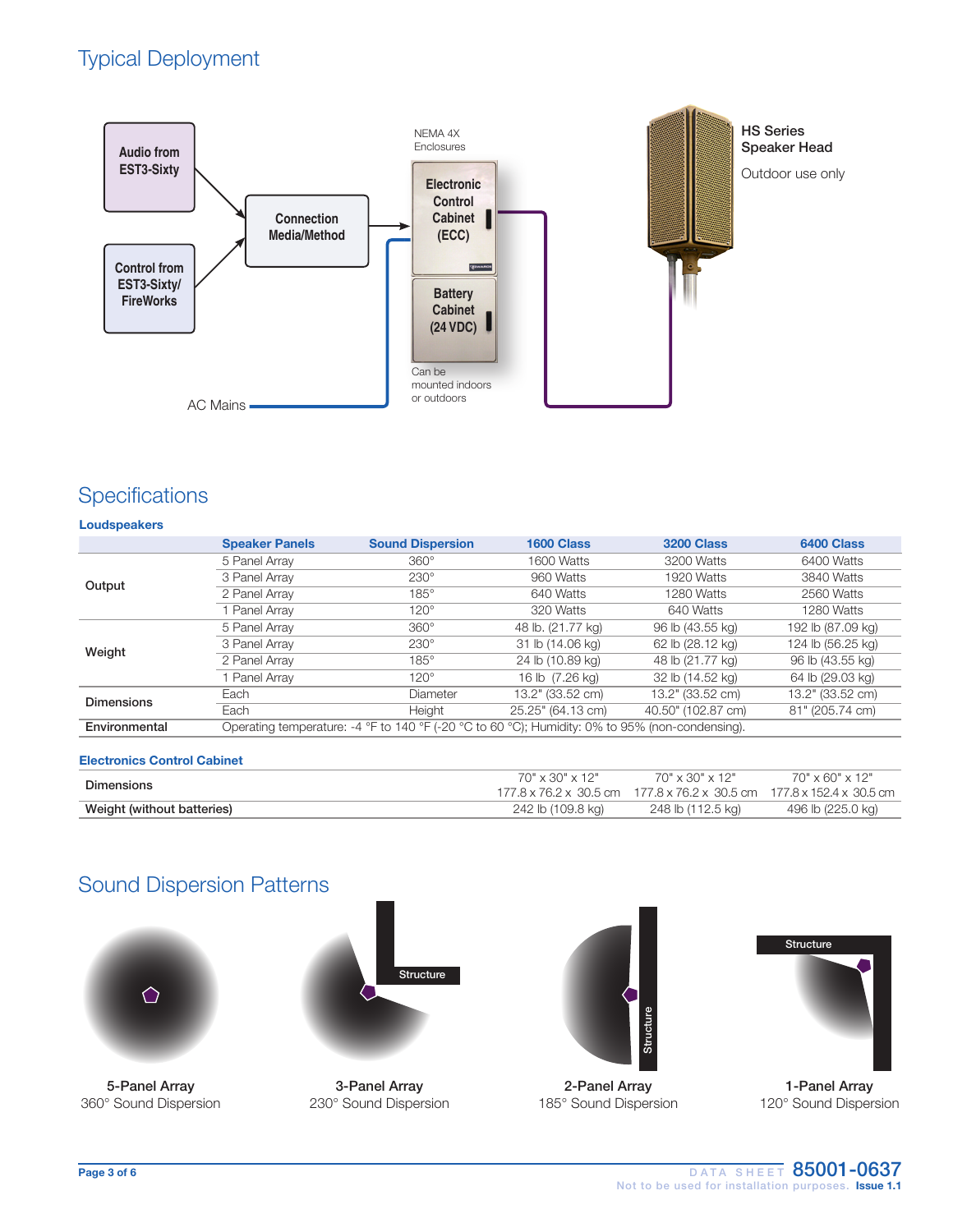## Typical Deployment

Audio from EST3-Sixty

Control from EST3-Sixty/ FireWorks

Connection Media/Method

AC Mains

NEMA 4X Enclosures

Electronic Control Cabinet (ECC)

Battery Cabinet (24 VDC)

Can be mounted indoors or outdoors

**HS Series Speaker Head**

Outdoor use only

## Specifications

### Loudspeakers

| | Speaker Panels | Sound Dispersion | 1600 Class | 3200 Class | 6400 Class |
|---|---|---|---|---|---|
| Output | 5 Panel Array | 360° | 1600 Watts | 3200 Watts | 6400 Watts |
| | 3 Panel Array | 230° | 960 Watts | 1920 Watts | 3840 Watts |
| | 2 Panel Array | 185° | 640 Watts | 1280 Watts | 2560 Watts |
| | 1 Panel Array | 120° | 320 Watts | 640 Watts | 1280 Watts |
| Weight | 5 Panel Array | 360° | 48 lb. (21.77 kg) | 96 lb (43.55 kg) | 192 lb (87.09 kg) |
| | 3 Panel Array | 230° | 31 lb (14.06 kg) | 62 lb (28.12 kg) | 124 lb (56.25 kg) |
| | 2 Panel Array | 185° | 24 lb (10.89 kg) | 48 lb (21.77 kg) | 96 lb (43.55 kg) |
| | 1 Panel Array | 120° | 16 lb (7.26 kg) | 32 lb (14.52 kg) | 64 lb (29.03 kg) |
| Dimensions | Each | Diameter | 13.2" (33.52 cm) | 13.2" (33.52 cm) | 13.2" (33.52 cm) |
| | Each | Height | 25.25" (64.13 cm) | 40.50" (102.87 cm) | 81" (205.74 cm) |
| Environmental | Operating temperature: -4 °F to 140 °F (-20 °C to 60 °C); Humidity: 0% to 95% (non-condensing). | | | | |

### Electronics Control Cabinet

| | 1600 Class | 3200 Class | 6400 Class |
|---|---|---|---|
| Dimensions | 70" x 30" x 12"<br>177.8 x 76.2 x 30.5 cm | 70" x 30" x 12"<br>177.8 x 76.2 x 30.5 cm | 70" x 60" x 12"<br>177.8 x 152.4 x 30.5 cm |
| Weight (without batteries) | 242 lb (109.8 kg) | 248 lb (112.5 kg) | 496 lb (225.0 kg) |

## Sound Dispersion Patterns

Structure

5-Panel Array
360° Sound Dispersion

3-Panel Array
230° Sound Dispersion

2-Panel Array
185° Sound Dispersion

1-Panel Array
120° Sound Dispersion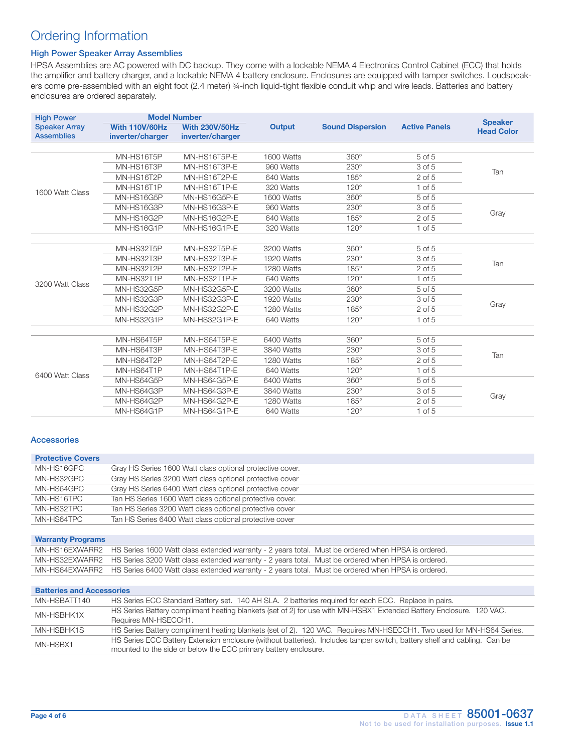# Ordering Information

### High Power Speaker Array Assemblies

HPSA Assemblies are AC powered with DC backup. They come with a lockable NEMA 4 Electronics Control Cabinet (ECC) that holds the amplifier and battery charger, and a lockable NEMA 4 battery enclosure. Enclosures are equipped with tamper switches. Loudspeakers come pre-assembled with an eight foot (2.4 meter) ¾-inch liquid-tight flexible conduit whip and wire leads. Batteries and battery enclosures are ordered separately.

| High Power Speaker Array Assemblies | Model Number | | Output | Sound Dispersion | Active Panels | Speaker Head Color |
|---|---|---|---|---|---|---|
| | With 110V/60Hz inverter/charger | With 230V/50Hz inverter/charger | | | | |
| 1600 Watt Class | MN-HS16T5P | MN-HS16T5P-E | 1600 Watts | 360° | 5 of 5 | Tan |
| | MN-HS16T3P | MN-HS16T3P-E | 960 Watts | 230° | 3 of 5 | |
| | MN-HS16T2P | MN-HS16T2P-E | 640 Watts | 185° | 2 of 5 | |
| | MN-HS16T1P | MN-HS16T1P-E | 320 Watts | 120° | 1 of 5 | |
| | MN-HS16G5P | MN-HS16G5P-E | 1600 Watts | 360° | 5 of 5 | Gray |
| | MN-HS16G3P | MN-HS16G3P-E | 960 Watts | 230° | 3 of 5 | |
| | MN-HS16G2P | MN-HS16G2P-E | 640 Watts | 185° | 2 of 5 | |
| | MN-HS16G1P | MN-HS16G1P-E | 320 Watts | 120° | 1 of 5 | |
| 3200 Watt Class | MN-HS32T5P | MN-HS32T5P-E | 3200 Watts | 360° | 5 of 5 | Tan |
| | MN-HS32T3P | MN-HS32T3P-E | 1920 Watts | 230° | 3 of 5 | |
| | MN-HS32T2P | MN-HS32T2P-E | 1280 Watts | 185° | 2 of 5 | |
| | MN-HS32T1P | MN-HS32T1P-E | 640 Watts | 120° | 1 of 5 | |
| | MN-HS32G5P | MN-HS32G5P-E | 3200 Watts | 360° | 5 of 5 | Gray |
| | MN-HS32G3P | MN-HS32G3P-E | 1920 Watts | 230° | 3 of 5 | |
| | MN-HS32G2P | MN-HS32G2P-E | 1280 Watts | 185° | 2 of 5 | |
| | MN-HS32G1P | MN-HS32G1P-E | 640 Watts | 120° | 1 of 5 | |
| 6400 Watt Class | MN-HS64T5P | MN-HS64T5P-E | 6400 Watts | 360° | 5 of 5 | Tan |
| | MN-HS64T3P | MN-HS64T3P-E | 3840 Watts | 230° | 3 of 5 | |
| | MN-HS64T2P | MN-HS64T2P-E | 1280 Watts | 185° | 2 of 5 | |
| | MN-HS64T1P | MN-HS64T1P-E | 640 Watts | 120° | 1 of 5 | |
| | MN-HS64G5P | MN-HS64G5P-E | 6400 Watts | 360° | 5 of 5 | Gray |
| | MN-HS64G3P | MN-HS64G3P-E | 3840 Watts | 230° | 3 of 5 | |
| | MN-HS64G2P | MN-HS64G2P-E | 1280 Watts | 185° | 2 of 5 | |
| | MN-HS64G1P | MN-HS64G1P-E | 640 Watts | 120° | 1 of 5 | |

### Accessories

| Protective Covers | |
|---|---|
| MN-HS16GPC | Gray HS Series 1600 Watt class optional protective cover. |
| MN-HS32GPC | Gray HS Series 3200 Watt class optional protective cover |
| MN-HS64GPC | Gray HS Series 6400 Watt class optional protective cover |
| MN-HS16TPC | Tan HS Series 1600 Watt class optional protective cover. |
| MN-HS32TPC | Tan HS Series 3200 Watt class optional protective cover |
| MN-HS64TPC | Tan HS Series 6400 Watt class optional protective cover |

| Warranty Programs | |
|---|---|
| MN-HS16EXWARR2 | HS Series 1600 Watt class extended warranty - 2 years total. Must be ordered when HPSA is ordered. |
| MN-HS32EXWARR2 | HS Series 3200 Watt class extended warranty - 2 years total. Must be ordered when HPSA is ordered. |
| MN-HS64EXWARR2 | HS Series 6400 Watt class extended warranty - 2 years total. Must be ordered when HPSA is ordered. |

| Batteries and Accessories | |
|---|---|
| MN-HSBATT140 | HS Series ECC Standard Battery set. 140 AH SLA. 2 batteries required for each ECC. Replace in pairs. |
| MN-HSBHK1X | HS Series Battery compliment heating blankets (set of 2) for use with MN-HSBX1 Extended Battery Enclosure. 120 VAC. Requires MN-HSECCH1. |
| MN-HSBHK1S | HS Series Battery compliment heating blankets (set of 2). 120 VAC. Requires MN-HSECCH1. Two used for MN-HS64 Series. |
| MN-HSBX1 | HS Series ECC Battery Extension enclosure (without batteries). Includes tamper switch, battery shelf and cabling. Can be mounted to the side or below the ECC primary battery enclosure. |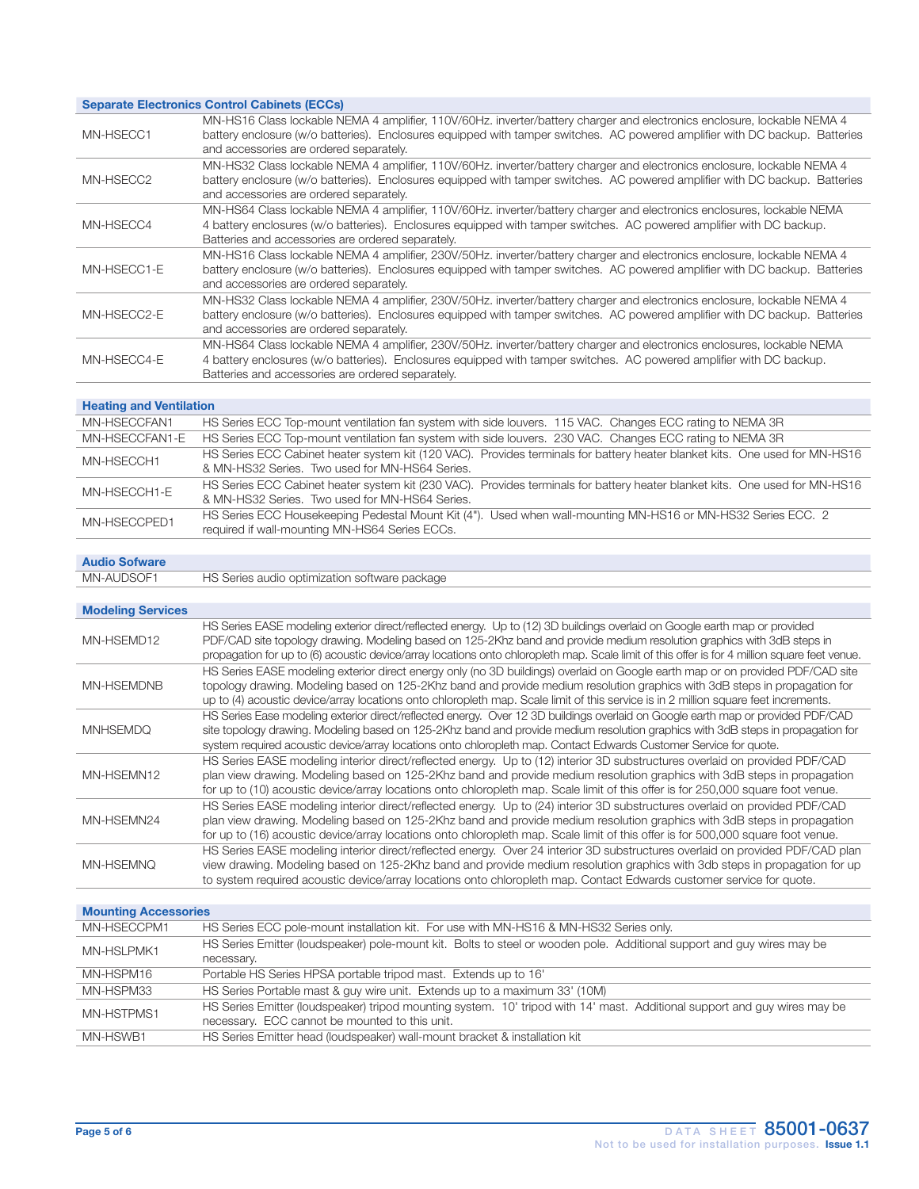| Separate Electronics Control Cabinets (ECCs) | |
|---|---|
| MN-HSECC1 | MN-HS16 Class lockable NEMA 4 amplifier, 110V/60Hz. inverter/battery charger and electronics enclosure, lockable NEMA 4 battery enclosure (w/o batteries). Enclosures equipped with tamper switches. AC powered amplifier with DC backup. Batteries and accessories are ordered separately. |
| MN-HSECC2 | MN-HS32 Class lockable NEMA 4 amplifier, 110V/60Hz. inverter/battery charger and electronics enclosure, lockable NEMA 4 battery enclosure (w/o batteries). Enclosures equipped with tamper switches. AC powered amplifier with DC backup. Batteries and accessories are ordered separately. |
| MN-HSECC4 | MN-HS64 Class lockable NEMA 4 amplifier, 110V/60Hz. inverter/battery charger and electronics enclosures, lockable NEMA 4 battery enclosures (w/o batteries). Enclosures equipped with tamper switches. AC powered amplifier with DC backup. Batteries and accessories are ordered separately. |
| MN-HSECC1-E | MN-HS16 Class lockable NEMA 4 amplifier, 230V/50Hz. inverter/battery charger and electronics enclosure, lockable NEMA 4 battery enclosure (w/o batteries). Enclosures equipped with tamper switches. AC powered amplifier with DC backup. Batteries and accessories are ordered separately. |
| MN-HSECC2-E | MN-HS32 Class lockable NEMA 4 amplifier, 230V/50Hz. inverter/battery charger and electronics enclosure, lockable NEMA 4 battery enclosure (w/o batteries). Enclosures equipped with tamper switches. AC powered amplifier with DC backup. Batteries and accessories are ordered separately. |
| MN-HSECC4-E | MN-HS64 Class lockable NEMA 4 amplifier, 230V/50Hz. inverter/battery charger and electronics enclosures, lockable NEMA 4 battery enclosures (w/o batteries). Enclosures equipped with tamper switches. AC powered amplifier with DC backup. Batteries and accessories are ordered separately. |

| Heating and Ventilation | |
|---|---|
| MN-HSECCFAN1 | HS Series ECC Top-mount ventilation fan system with side louvers. 115 VAC. Changes ECC rating to NEMA 3R |
| MN-HSECCFAN1-E | HS Series ECC Top-mount ventilation fan system with side louvers. 230 VAC. Changes ECC rating to NEMA 3R |
| MN-HSECCH1 | HS Series ECC Cabinet heater system kit (120 VAC). Provides terminals for battery heater blanket kits. One used for MN-HS16 & MN-HS32 Series. Two used for MN-HS64 Series. |
| MN-HSECCH1-E | HS Series ECC Cabinet heater system kit (230 VAC). Provides terminals for battery heater blanket kits. One used for MN-HS16 & MN-HS32 Series. Two used for MN-HS64 Series. |
| MN-HSECCPED1 | HS Series ECC Housekeeping Pedestal Mount Kit (4"). Used when wall-mounting MN-HS16 or MN-HS32 Series ECC. 2 required if wall-mounting MN-HS64 Series ECCs. |

| Audio Sofware | |
|---|---|
| MN-AUDSOF1 | HS Series audio optimization software package |

| Modeling Services | |
|---|---|
| MN-HSEMD12 | HS Series EASE modeling exterior direct/reflected energy. Up to (12) 3D buildings overlaid on Google earth map or provided PDF/CAD site topology drawing. Modeling based on 125-2Khz band and provide medium resolution graphics with 3dB steps in propagation for up to (6) acoustic device/array locations onto chloropleth map. Scale limit of this offer is for 4 million square feet venue. |
| MN-HSEMDNB | HS Series EASE modeling exterior direct energy only (no 3D buildings) overlaid on Google earth map or on provided PDF/CAD site topology drawing. Modeling based on 125-2Khz band and provide medium resolution graphics with 3dB steps in propagation for up to (4) acoustic device/array locations onto chloropleth map. Scale limit of this service is in 2 million square feet increments. |
| MNHSEMDQ | HS Series Ease modeling exterior direct/reflected energy. Over 12 3D buildings overlaid on Google earth map or provided PDF/CAD site topology drawing. Modeling based on 125-2Khz band and provide medium resolution graphics with 3dB steps in propagation for system required acoustic device/array locations onto chloropleth map. Contact Edwards Customer Service for quote. |
| MN-HSEMN12 | HS Series EASE modeling interior direct/reflected energy. Up to (12) interior 3D substructures overlaid on provided PDF/CAD plan view drawing. Modeling based on 125-2Khz band and provide medium resolution graphics with 3dB steps in propagation for up to (10) acoustic device/array locations onto chloropleth map. Scale limit of this offer is for 250,000 square foot venue. |
| MN-HSEMN24 | HS Series EASE modeling interior direct/reflected energy. Up to (24) interior 3D substructures overlaid on provided PDF/CAD plan view drawing. Modeling based on 125-2Khz band and provide medium resolution graphics with 3dB steps in propagation for up to (16) acoustic device/array locations onto chloropleth map. Scale limit of this offer is for 500,000 square foot venue. |
| MN-HSEMNQ | HS Series EASE modeling interior direct/reflected energy. Over 24 interior 3D substructures overlaid on provided PDF/CAD plan view drawing. Modeling based on 125-2Khz band and provide medium resolution graphics with 3db steps in propagation for up to system required acoustic device/array locations onto chloropleth map. Contact Edwards customer service for quote. |

| Mounting Accessories | |
|---|---|
| MN-HSECCPM1 | HS Series ECC pole-mount installation kit. For use with MN-HS16 & MN-HS32 Series only. |
| MN-HSLPMK1 | HS Series Emitter (loudspeaker) pole-mount kit. Bolts to steel or wooden pole. Additional support and guy wires may be necessary. |
| MN-HSPM16 | Portable HS Series HPSA portable tripod mast. Extends up to 16' |
| MN-HSPM33 | HS Series Portable mast & guy wire unit. Extends up to a maximum 33' (10M) |
| MN-HSTPMS1 | HS Series Emitter (loudspeaker) tripod mounting system. 10' tripod with 14' mast. Additional support and guy wires may be necessary. ECC cannot be mounted to this unit. |
| MN-HSWB1 | HS Series Emitter head (loudspeaker) wall-mount bracket & installation kit |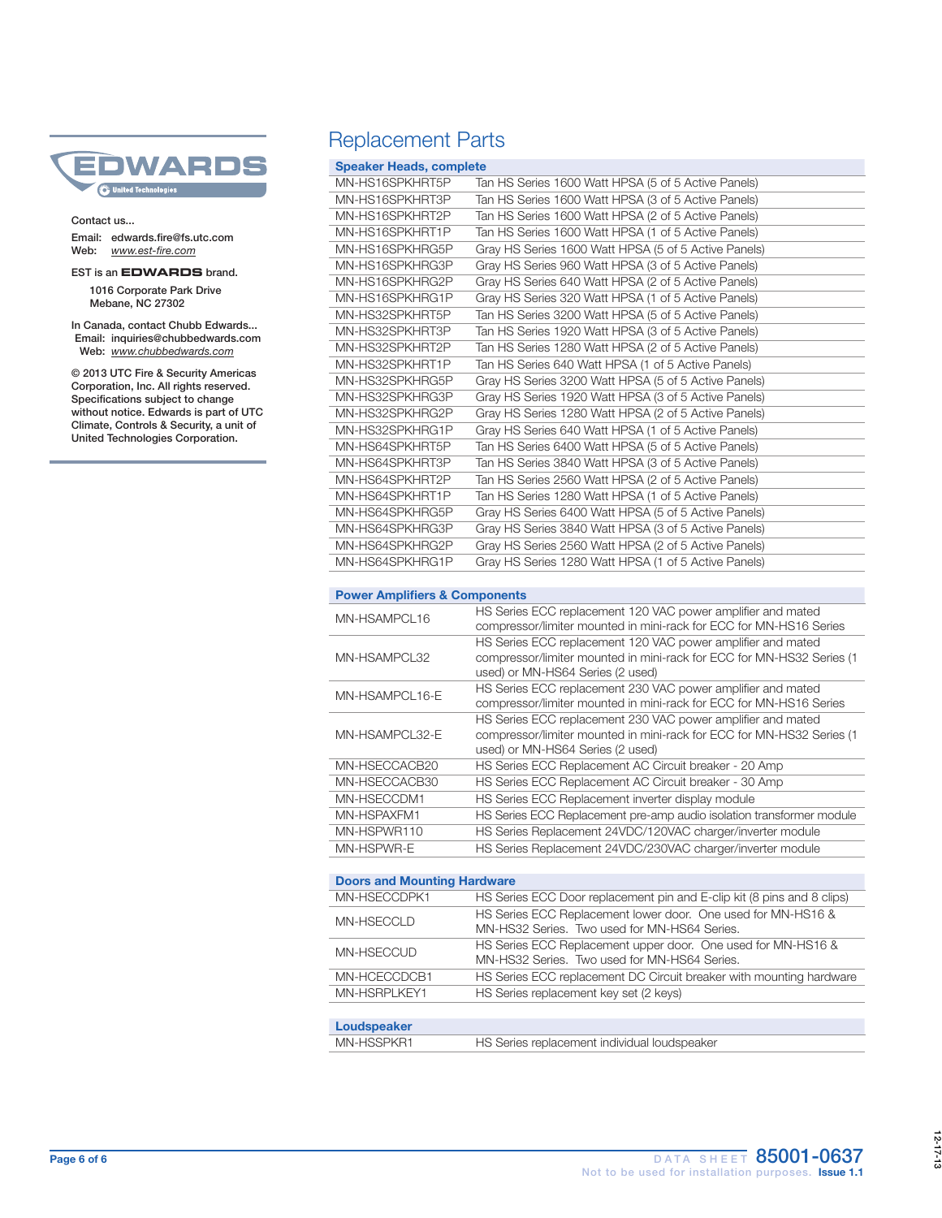Contact us...

Email: edwards.fire@fs.utc.com
Web: www.est-fire.com

EST is an **EDWARDS** brand.

1016 Corporate Park Drive
Mebane, NC 27302

In Canada, contact Chubb Edwards...
Email: inquiries@chubbedwards.com
Web: www.chubbedwards.com

© 2013 UTC Fire & Security Americas Corporation, Inc. All rights reserved. Specifications subject to change without notice. Edwards is part of UTC Climate, Controls & Security, a unit of United Technologies Corporation.

# Replacement Parts

| **Speaker Heads, complete** | |
|---|---|
| MN-HS16SPKHRT5P | Tan HS Series 1600 Watt HPSA (5 of 5 Active Panels) |
| MN-HS16SPKHRT3P | Tan HS Series 1600 Watt HPSA (3 of 5 Active Panels) |
| MN-HS16SPKHRT2P | Tan HS Series 1600 Watt HPSA (2 of 5 Active Panels) |
| MN-HS16SPKHRT1P | Tan HS Series 1600 Watt HPSA (1 of 5 Active Panels) |
| MN-HS16SPKHRG5P | Gray HS Series 1600 Watt HPSA (5 of 5 Active Panels) |
| MN-HS16SPKHRG3P | Gray HS Series 960 Watt HPSA (3 of 5 Active Panels) |
| MN-HS16SPKHRG2P | Gray HS Series 640 Watt HPSA (2 of 5 Active Panels) |
| MN-HS16SPKHRG1P | Gray HS Series 320 Watt HPSA (1 of 5 Active Panels) |
| MN-HS32SPKHRT5P | Tan HS Series 3200 Watt HPSA (5 of 5 Active Panels) |
| MN-HS32SPKHRT3P | Tan HS Series 1920 Watt HPSA (3 of 5 Active Panels) |
| MN-HS32SPKHRT2P | Tan HS Series 1280 Watt HPSA (2 of 5 Active Panels) |
| MN-HS32SPKHRT1P | Tan HS Series 640 Watt HPSA (1 of 5 Active Panels) |
| MN-HS32SPKHRG5P | Gray HS Series 3200 Watt HPSA (5 of 5 Active Panels) |
| MN-HS32SPKHRG3P | Gray HS Series 1920 Watt HPSA (3 of 5 Active Panels) |
| MN-HS32SPKHRG2P | Gray HS Series 1280 Watt HPSA (2 of 5 Active Panels) |
| MN-HS32SPKHRG1P | Gray HS Series 640 Watt HPSA (1 of 5 Active Panels) |
| MN-HS64SPKHRT5P | Tan HS Series 6400 Watt HPSA (5 of 5 Active Panels) |
| MN-HS64SPKHRT3P | Tan HS Series 3840 Watt HPSA (3 of 5 Active Panels) |
| MN-HS64SPKHRT2P | Tan HS Series 2560 Watt HPSA (2 of 5 Active Panels) |
| MN-HS64SPKHRT1P | Tan HS Series 1280 Watt HPSA (1 of 5 Active Panels) |
| MN-HS64SPKHRG5P | Gray HS Series 6400 Watt HPSA (5 of 5 Active Panels) |
| MN-HS64SPKHRG3P | Gray HS Series 3840 Watt HPSA (3 of 5 Active Panels) |
| MN-HS64SPKHRG2P | Gray HS Series 2560 Watt HPSA (2 of 5 Active Panels) |
| MN-HS64SPKHRG1P | Gray HS Series 1280 Watt HPSA (1 of 5 Active Panels) |

| **Power Amplifiers & Components** | |
|---|---|
| MN-HSAMPCL16 | HS Series ECC replacement 120 VAC power amplifier and mated compressor/limiter mounted in mini-rack for ECC for MN-HS16 Series |
| MN-HSAMPCL32 | HS Series ECC replacement 120 VAC power amplifier and mated compressor/limiter mounted in mini-rack for ECC for MN-HS32 Series (1 used) or MN-HS64 Series (2 used) |
| MN-HSAMPCL16-E | HS Series ECC replacement 230 VAC power amplifier and mated compressor/limiter mounted in mini-rack for ECC for MN-HS16 Series |
| MN-HSAMPCL32-E | HS Series ECC replacement 230 VAC power amplifier and mated compressor/limiter mounted in mini-rack for ECC for MN-HS32 Series (1 used) or MN-HS64 Series (2 used) |
| MN-HSECCACB20 | HS Series ECC Replacement AC Circuit breaker - 20 Amp |
| MN-HSECCACB30 | HS Series ECC Replacement AC Circuit breaker - 30 Amp |
| MN-HSECCDM1 | HS Series ECC Replacement inverter display module |
| MN-HSPAXFM1 | HS Series ECC Replacement pre-amp audio isolation transformer module |
| MN-HSPWR110 | HS Series Replacement 24VDC/120VAC charger/inverter module |
| MN-HSPWR-E | HS Series Replacement 24VDC/230VAC charger/inverter module |

| **Doors and Mounting Hardware** | |
|---|---|
| MN-HSECCDPK1 | HS Series ECC Door replacement pin and E-clip kit (8 pins and 8 clips) |
| MN-HSECCLD | HS Series ECC Replacement lower door. One used for MN-HS16 & MN-HS32 Series. Two used for MN-HS64 Series. |
| MN-HSECCUD | HS Series ECC Replacement upper door. One used for MN-HS16 & MN-HS32 Series. Two used for MN-HS64 Series. |
| MN-HCECCDCB1 | HS Series ECC replacement DC Circuit breaker with mounting hardware |
| MN-HSRPLKEY1 | HS Series replacement key set (2 keys) |

| **Loudspeaker** | |
|---|---|
| MN-HSSPKR1 | HS Series replacement individual loudspeaker |

DATA SHEET 85001-0637
Not to be used for installation purposes. Issue 1.1

12-17-13